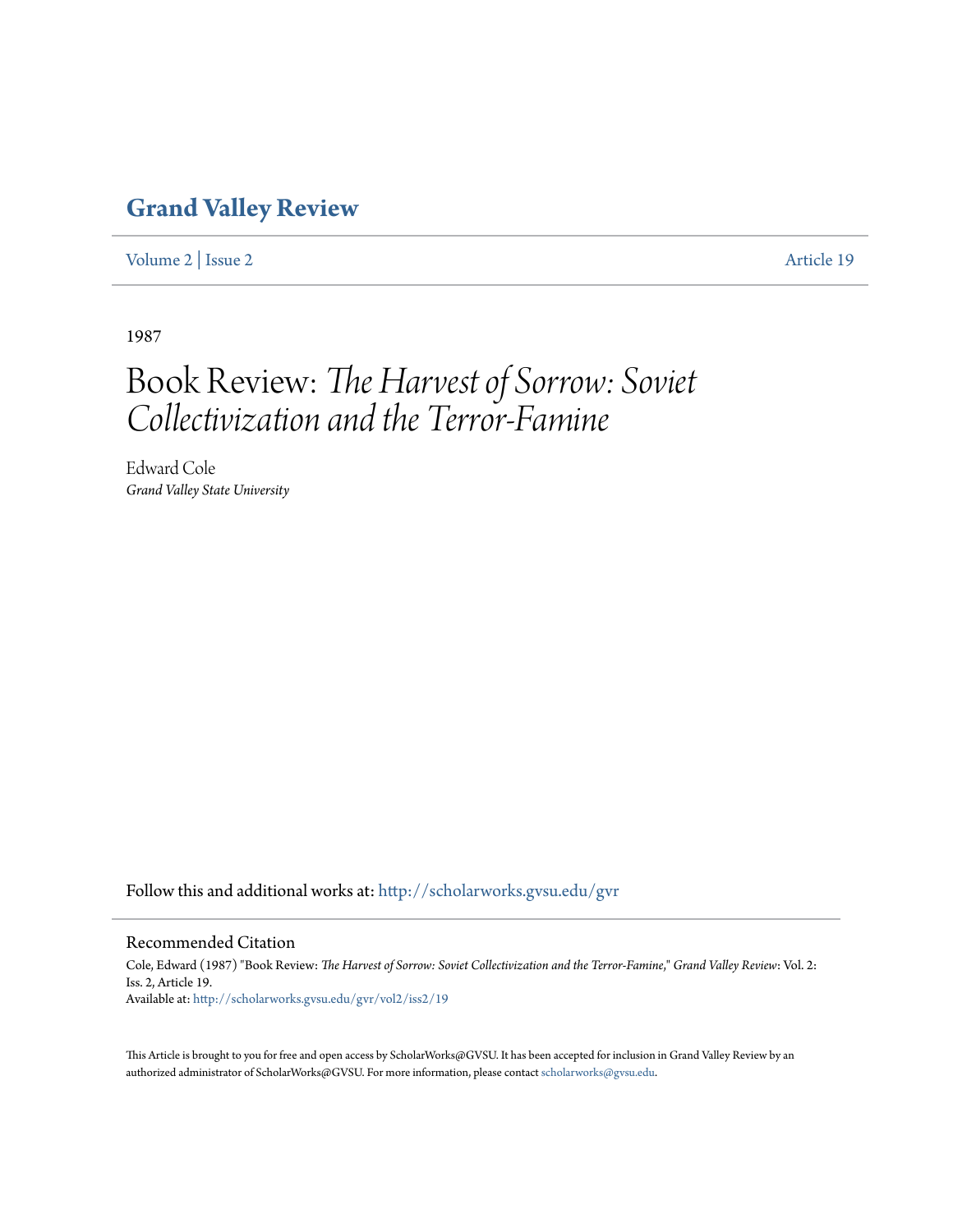# Grand Valley Review

Volume 2 | Issue 2 Article 19

1987

## Book Review: *The Harvest of Sorrow: Soviet Collectivization and the Terror-Famine*

Edward Cole
*Grand Valley State University*

Follow this and additional works at: http://scholarworks.gvsu.edu/gvr

### Recommended Citation

Cole, Edward (1987) "Book Review: *The Harvest of Sorrow: Soviet Collectivization and the Terror-Famine*," *Grand Valley Review*: Vol. 2: Iss. 2, Article 19.
Available at: http://scholarworks.gvsu.edu/gvr/vol2/iss2/19

This Article is brought to you for free and open access by ScholarWorks@GVSU. It has been accepted for inclusion in Grand Valley Review by an authorized administrator of ScholarWorks@GVSU. For more information, please contact scholarworks@gvsu.edu.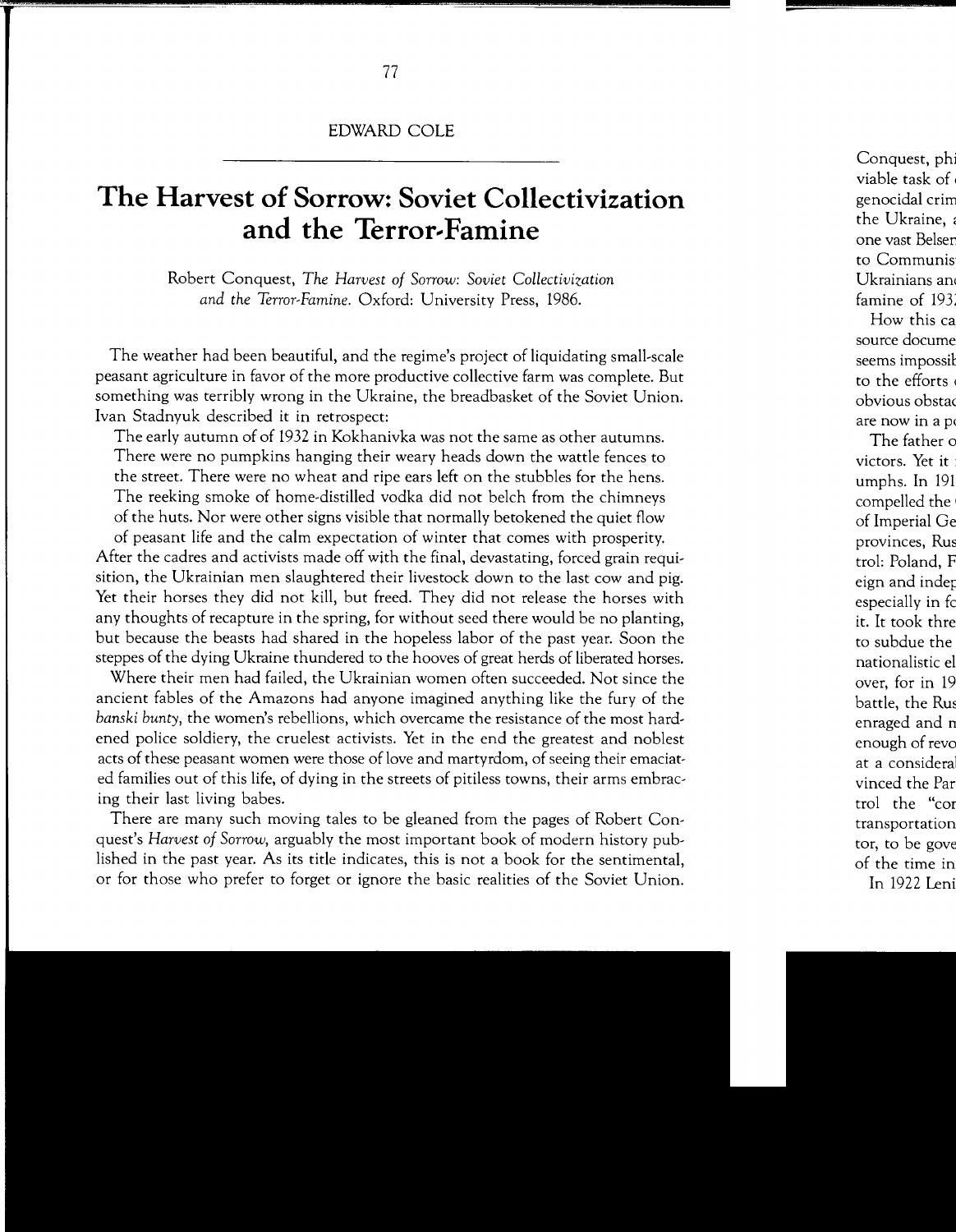EDWARD COLE

# The Harvest of Sorrow: Soviet Collectivization and the Terror-Famine

Robert Conquest, *The Harvest of Sorrow: Soviet Collectivization and the Terror-Famine.* Oxford: University Press, 1986.

The weather had been beautiful, and the regime's project of liquidating small-scale peasant agriculture in favor of the more productive collective farm was complete. But something was terribly wrong in the Ukraine, the breadbasket of the Soviet Union. Ivan Stadnyuk described it in retrospect:

> The early autumn of of 1932 in Kokhanivka was not the same as other autumns. There were no pumpkins hanging their weary heads down the wattle fences to the street. There were no wheat and ripe ears left on the stubbles for the hens. The reeking smoke of home-distilled vodka did not belch from the chimneys of the huts. Nor were other signs visible that normally betokened the quiet flow of peasant life and the calm expectation of winter that comes with prosperity.

After the cadres and activists made off with the final, devastating, forced grain requisition, the Ukrainian men slaughtered their livestock down to the last cow and pig. Yet their horses they did not kill, but freed. They did not release the horses with any thoughts of recapture in the spring, for without seed there would be no planting, but because the beasts had shared in the hopeless labor of the past year. Soon the steppes of the dying Ukraine thundered to the hooves of great herds of liberated horses.

Where their men had failed, the Ukrainian women often succeeded. Not since the ancient fables of the Amazons had anyone imagined anything like the fury of the *banski bunty*, the women's rebellions, which overcame the resistance of the most hardened police soldiery, the cruelest activists. Yet in the end the greatest and noblest acts of these peasant women were those of love and martyrdom, of seeing their emaciated families out of this life, of dying in the streets of pitiless towns, their arms embracing their last living babes.

There are many such moving tales to be gleaned from the pages of Robert Conquest's *Harvest of Sorrow*, arguably the most important book of modern history published in the past year. As its title indicates, this is not a book for the sentimental, or for those who prefer to forget or ignore the basic realities of the Soviet Union.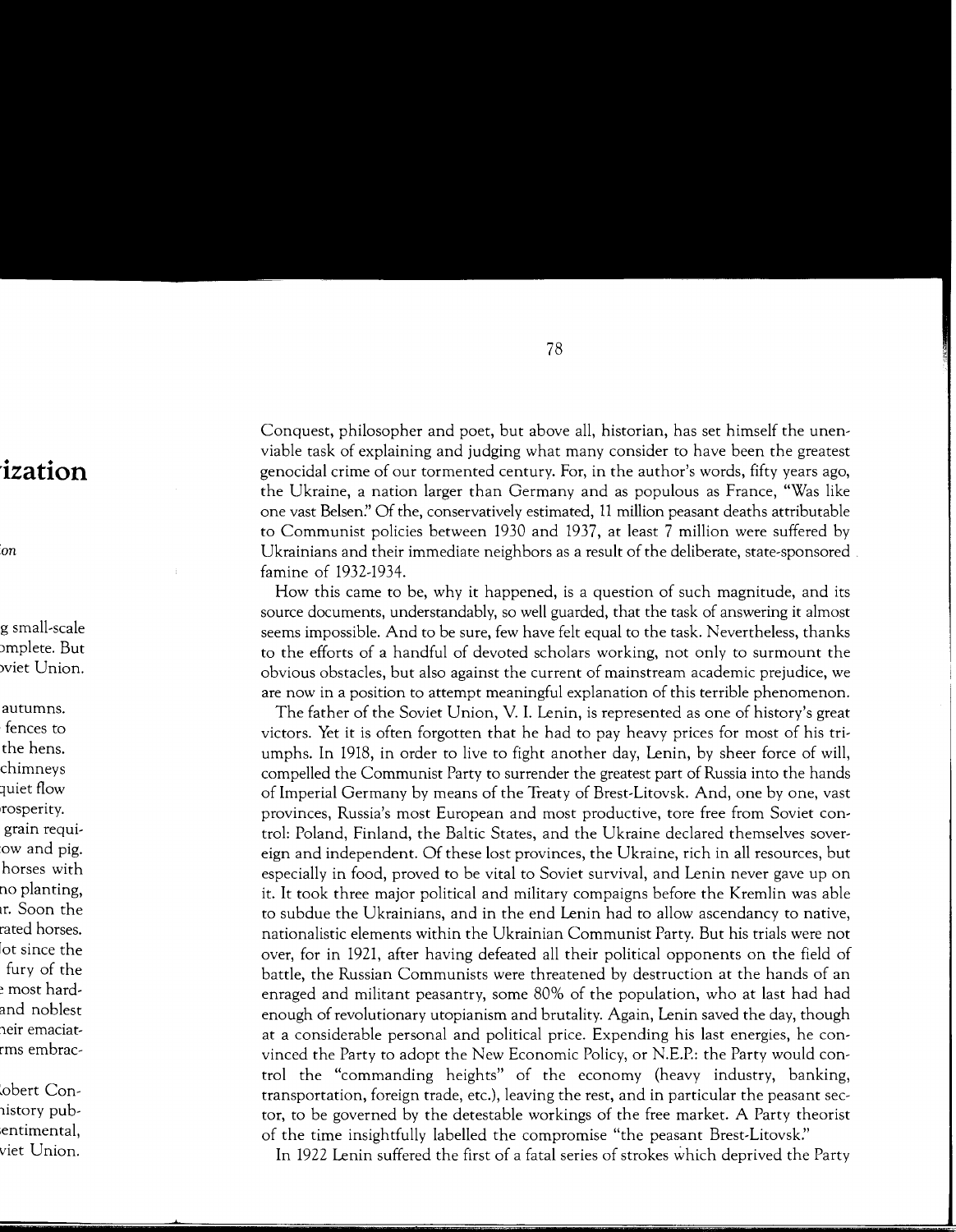Conquest, philosopher and poet, but above all, historian, has set himself the unenviable task of explaining and judging what many consider to have been the greatest genocidal crime of our tormented century. For, in the author's words, fifty years ago, the Ukraine, a nation larger than Germany and as populous as France, "Was like one vast Belsen." Of the, conservatively estimated, 11 million peasant deaths attributable to Communist policies between 1930 and 1937, at least 7 million were suffered by Ukrainians and their immediate neighbors as a result of the deliberate, state-sponsored famine of 1932-1934.

How this came to be, why it happened, is a question of such magnitude, and its source documents, understandably, so well guarded, that the task of answering it almost seems impossible. And to be sure, few have felt equal to the task. Nevertheless, thanks to the efforts of a handful of devoted scholars working, not only to surmount the obvious obstacles, but also against the current of mainstream academic prejudice, we are now in a position to attempt meaningful explanation of this terrible phenomenon.

The father of the Soviet Union, V. I. Lenin, is represented as one of history's great victors. Yet it is often forgotten that he had to pay heavy prices for most of his triumphs. In 1918, in order to live to fight another day, Lenin, by sheer force of will, compelled the Communist Party to surrender the greatest part of Russia into the hands of Imperial Germany by means of the Treaty of Brest-Litovsk. And, one by one, vast provinces, Russia's most European and most productive, tore free from Soviet control: Poland, Finland, the Baltic States, and the Ukraine declared themselves sovereign and independent. Of these lost provinces, the Ukraine, rich in all resources, but especially in food, proved to be vital to Soviet survival, and Lenin never gave up on it. It took three major political and military compaigns before the Kremlin was able to subdue the Ukrainians, and in the end Lenin had to allow ascendancy to native, nationalistic elements within the Ukrainian Communist Party. But his trials were not over, for in 1921, after having defeated all their political opponents on the field of battle, the Russian Communists were threatened by destruction at the hands of an enraged and militant peasantry, some 80% of the population, who at last had had enough of revolutionary utopianism and brutality. Again, Lenin saved the day, though at a considerable personal and political price. Expending his last energies, he convinced the Party to adopt the New Economic Policy, or N.E.P.: the Party would control the "commanding heights" of the economy (heavy industry, banking, transportation, foreign trade, etc.), leaving the rest, and in particular the peasant sector, to be governed by the detestable workings of the free market. A Party theorist of the time insightfully labelled the compromise "the peasant Brest-Litovsk."

In 1922 Lenin suffered the first of a fatal series of strokes which deprived the Party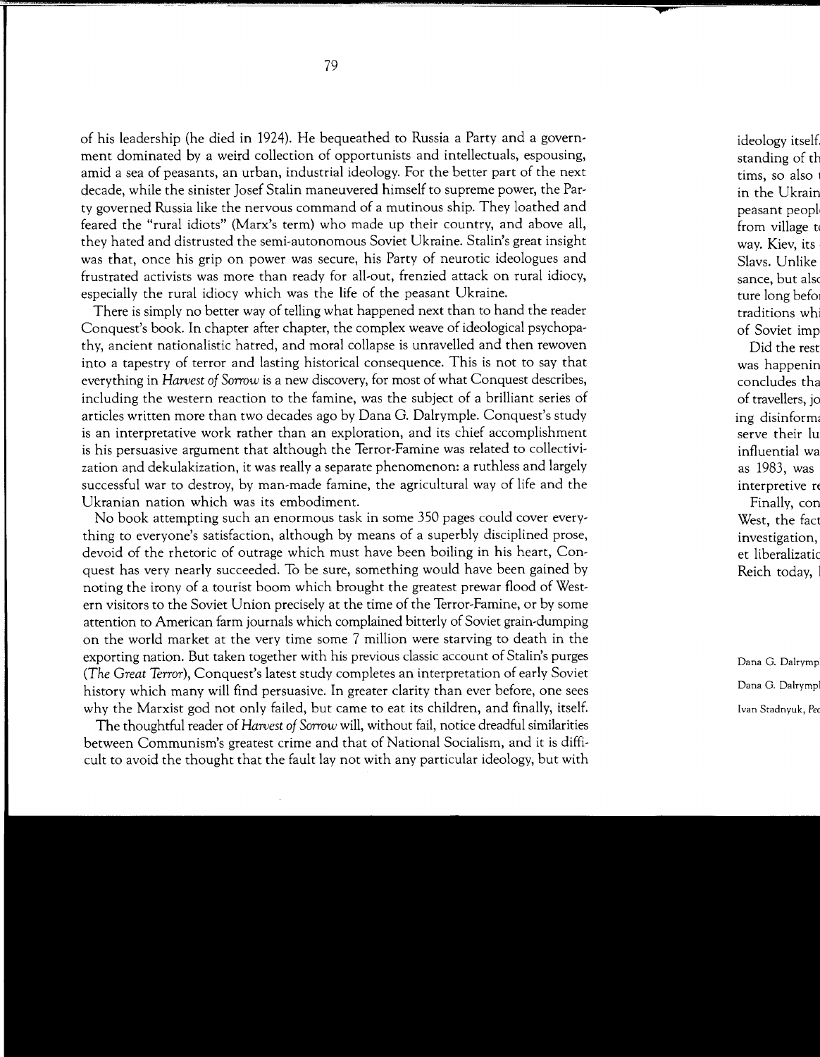of his leadership (he died in 1924). He bequeathed to Russia a Party and a government dominated by a weird collection of opportunists and intellectuals, espousing, amid a sea of peasants, an urban, industrial ideology. For the better part of the next decade, while the sinister Josef Stalin maneuvered himself to supreme power, the Party governed Russia like the nervous command of a mutinous ship. They loathed and feared the "rural idiots" (Marx's term) who made up their country, and above all, they hated and distrusted the semi-autonomous Soviet Ukraine. Stalin's great insight was that, once his grip on power was secure, his Party of neurotic ideologues and frustrated activists was more than ready for all-out, frenzied attack on rural idiocy, especially the rural idiocy which was the life of the peasant Ukraine.

There is simply no better way of telling what happened next than to hand the reader Conquest's book. In chapter after chapter, the complex weave of ideological psychopathy, ancient nationalistic hatred, and moral collapse is unravelled and then rewoven into a tapestry of terror and lasting historical consequence. This is not to say that everything in *Harvest of Sorrow* is a new discovery, for most of what Conquest describes, including the western reaction to the famine, was the subject of a brilliant series of articles written more than two decades ago by Dana G. Dalrymple. Conquest's study is an interpretative work rather than an exploration, and its chief accomplishment is his persuasive argument that although the Terror-Famine was related to collectivization and dekulakization, it was really a separate phenomenon: a ruthless and largely successful war to destroy, by man-made famine, the agricultural way of life and the Ukranian nation which was its embodiment.

No book attempting such an enormous task in some 350 pages could cover everything to everyone's satisfaction, although by means of a superbly disciplined prose, devoid of the rhetoric of outrage which must have been boiling in his heart, Conquest has very nearly succeeded. To be sure, something would have been gained by noting the irony of a tourist boom which brought the greatest prewar flood of Western visitors to the Soviet Union precisely at the time of the Terror-Famine, or by some attention to American farm journals which complained bitterly of Soviet grain-dumping on the world market at the very time some 7 million were starving to death in the exporting nation. But taken together with his previous classic account of Stalin's purges (*The Great Terror*), Conquest's latest study completes an interpretation of early Soviet history which many will find persuasive. In greater clarity than ever before, one sees why the Marxist god not only failed, but came to eat its children, and finally, itself.

The thoughtful reader of *Harvest of Sorrow* will, without fail, notice dreadful similarities between Communism's greatest crime and that of National Socialism, and it is difficult to avoid the thought that the fault lay not with any particular ideology, but with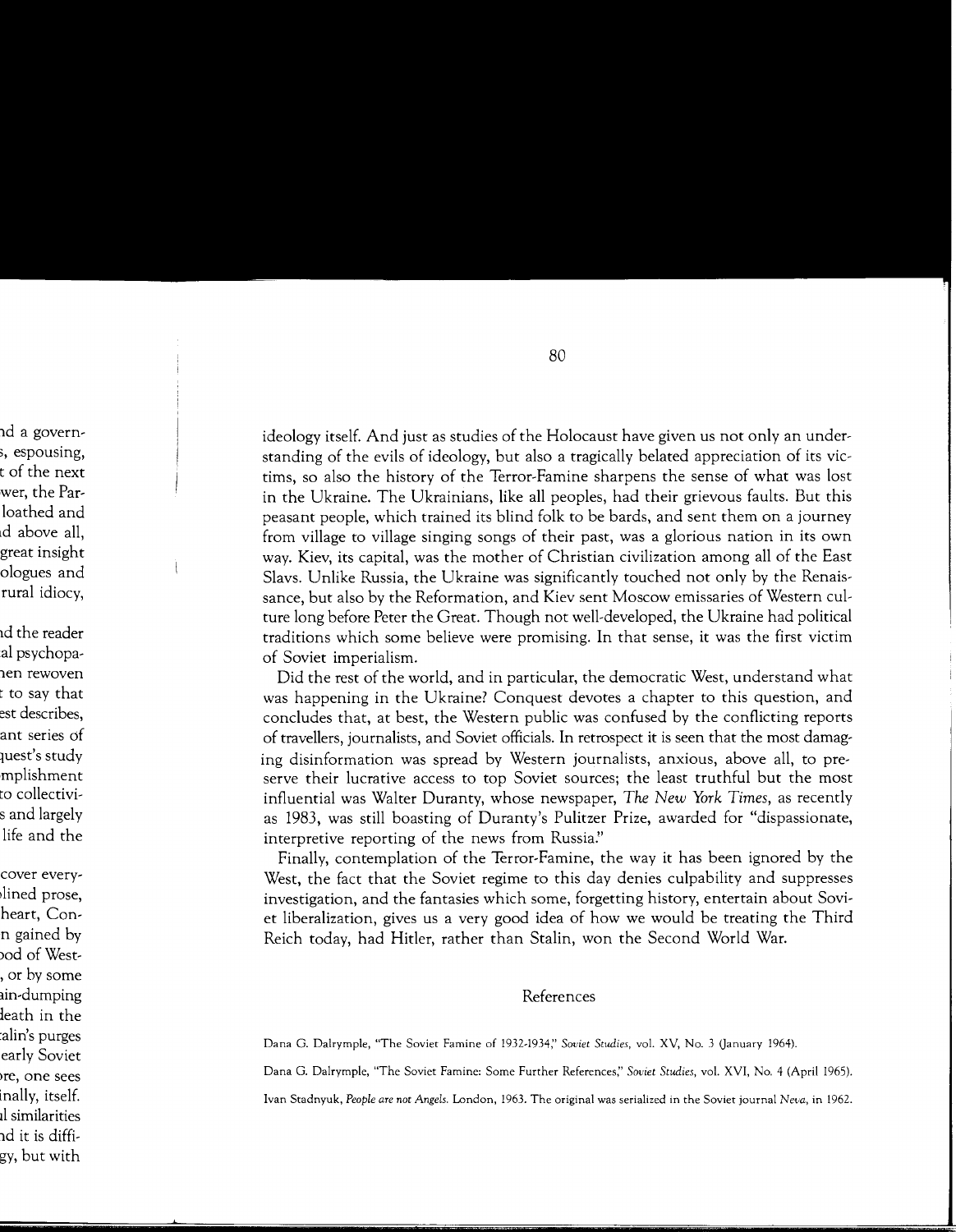ideology itself. And just as studies of the Holocaust have given us not only an understanding of the evils of ideology, but also a tragically belated appreciation of its victims, so also the history of the Terror-Famine sharpens the sense of what was lost in the Ukraine. The Ukrainians, like all peoples, had their grievous faults. But this peasant people, which trained its blind folk to be bards, and sent them on a journey from village to village singing songs of their past, was a glorious nation in its own way. Kiev, its capital, was the mother of Christian civilization among all of the East Slavs. Unlike Russia, the Ukraine was significantly touched not only by the Renaissance, but also by the Reformation, and Kiev sent Moscow emissaries of Western culture long before Peter the Great. Though not well-developed, the Ukraine had political traditions which some believe were promising. In that sense, it was the first victim of Soviet imperialism.

Did the rest of the world, and in particular, the democratic West, understand what was happening in the Ukraine? Conquest devotes a chapter to this question, and concludes that, at best, the Western public was confused by the conflicting reports of travellers, journalists, and Soviet officials. In retrospect it is seen that the most damaging disinformation was spread by Western journalists, anxious, above all, to preserve their lucrative access to top Soviet sources; the least truthful but the most influential was Walter Duranty, whose newspaper, *The New York Times*, as recently as 1983, was still boasting of Duranty's Pulitzer Prize, awarded for "dispassionate, interpretive reporting of the news from Russia."

Finally, contemplation of the Terror-Famine, the way it has been ignored by the West, the fact that the Soviet regime to this day denies culpability and suppresses investigation, and the fantasies which some, forgetting history, entertain about Soviet liberalization, gives us a very good idea of how we would be treating the Third Reich today, had Hitler, rather than Stalin, won the Second World War.

## References

Dana G. Dalrymple, "The Soviet Famine of 1932-1934," *Soviet Studies*, vol. XV, No. 3 (January 1964).

Dana G. Dalrymple, "The Soviet Famine: Some Further References," *Soviet Studies*, vol. XVI, No. 4 (April 1965).

Ivan Stadnyuk, *People are not Angels*. London, 1963. The original was serialized in the Soviet journal *Neva*, in 1962.